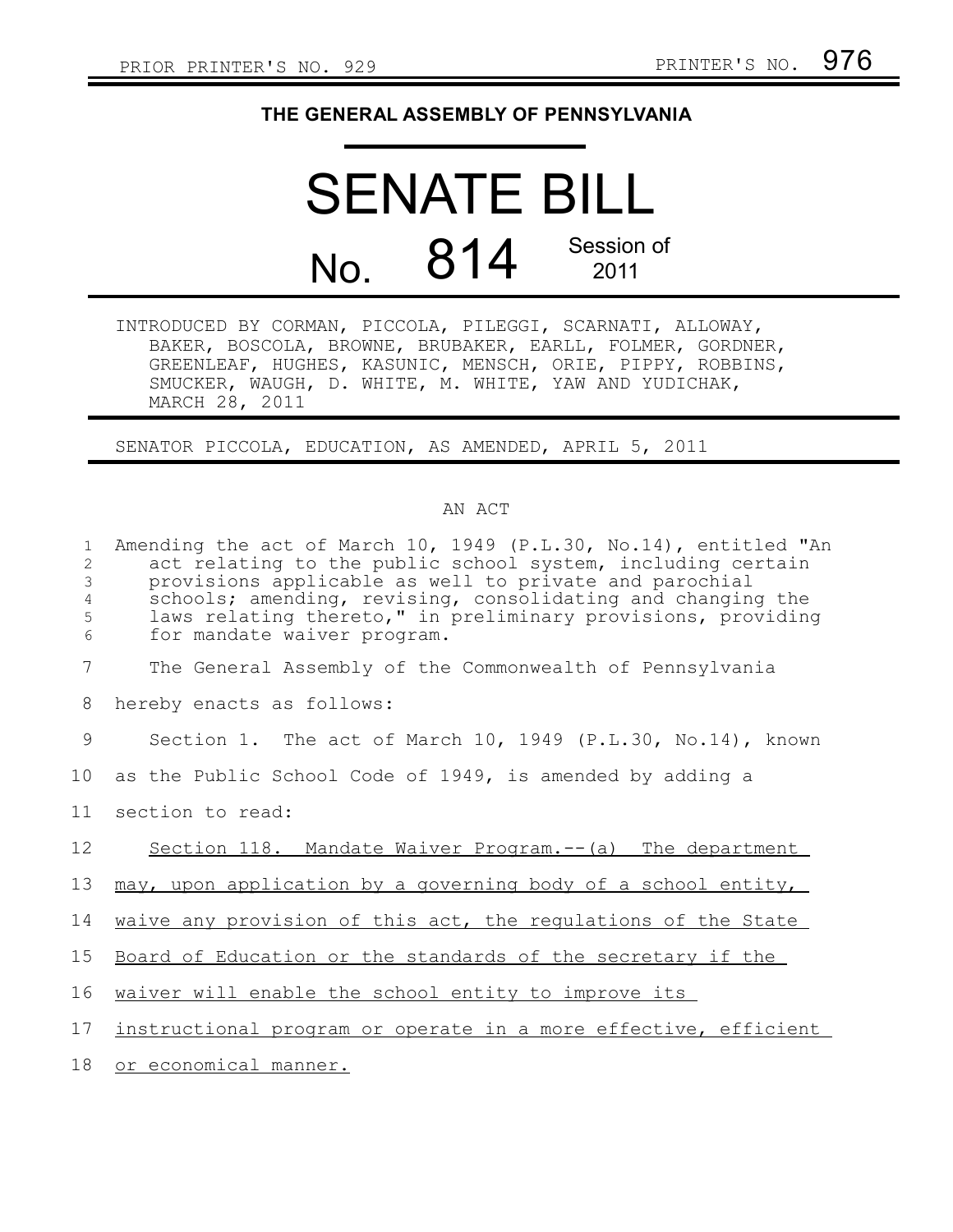PRIOR PRINTER'S NO. 929 PRINTER'S NO. 976

**THE GENERAL ASSEMBLY OF PENNSYLVANIA**

# SENATE BILL

## No. 814 Session of 2011

INTRODUCED BY CORMAN, PICCOLA, PILEGGI, SCARNATI, ALLOWAY, BAKER, BOSCOLA, BROWNE, BRUBAKER, EARLL, FOLMER, GORDNER, GREENLEAF, HUGHES, KASUNIC, MENSCH, ORIE, PIPPY, ROBBINS, SMUCKER, WAUGH, D. WHITE, M. WHITE, YAW AND YUDICHAK, MARCH 28, 2011

SENATOR PICCOLA, EDUCATION, AS AMENDED, APRIL 5, 2011

AN ACT

Amending the act of March 10, 1949 (P.L.30, No.14), entitled "An act relating to the public school system, including certain provisions applicable as well to private and parochial schools; amending, revising, consolidating and changing the laws relating thereto," in preliminary provisions, providing for mandate waiver program.

The General Assembly of the Commonwealth of Pennsylvania hereby enacts as follows:

Section 1. The act of March 10, 1949 (P.L.30, No.14), known as the Public School Code of 1949, is amended by adding a section to read:

Section 118. Mandate Waiver Program.--(a) The department may, upon application by a governing body of a school entity, waive any provision of this act, the regulations of the State Board of Education or the standards of the secretary if the waiver will enable the school entity to improve its instructional program or operate in a more effective, efficient or economical manner.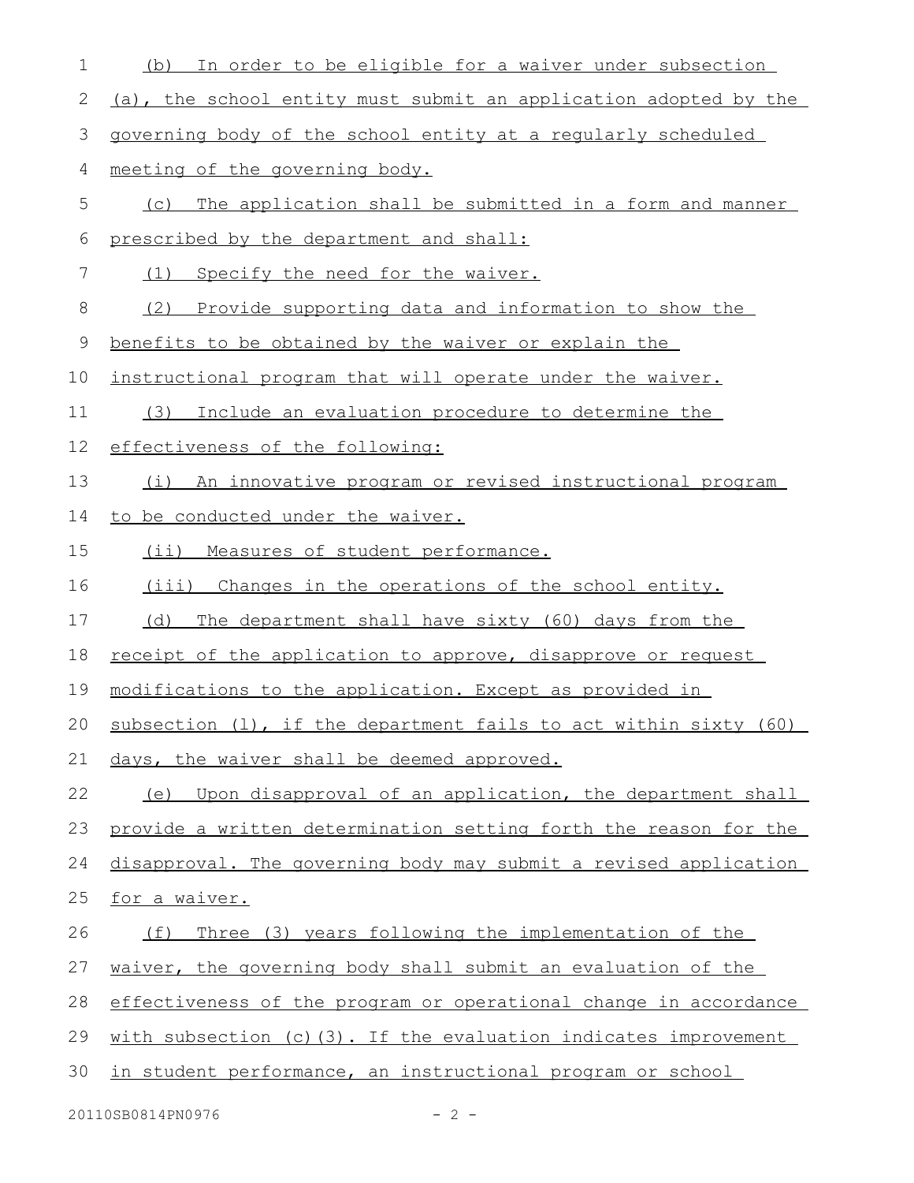(b) In order to be eligible for a waiver under subsection (a), the school entity must submit an application adopted by the governing body of the school entity at a regularly scheduled meeting of the governing body.

(c) The application shall be submitted in a form and manner prescribed by the department and shall:

(1) Specify the need for the waiver.

(2) Provide supporting data and information to show the benefits to be obtained by the waiver or explain the instructional program that will operate under the waiver.

(3) Include an evaluation procedure to determine the effectiveness of the following:

(i) An innovative program or revised instructional program to be conducted under the waiver.

(ii) Measures of student performance.

(iii) Changes in the operations of the school entity.

(d) The department shall have sixty (60) days from the receipt of the application to approve, disapprove or request modifications to the application. Except as provided in subsection (l), if the department fails to act within sixty (60) days, the waiver shall be deemed approved.

(e) Upon disapproval of an application, the department shall provide a written determination setting forth the reason for the disapproval. The governing body may submit a revised application for a waiver.

(f) Three (3) years following the implementation of the waiver, the governing body shall submit an evaluation of the effectiveness of the program or operational change in accordance with subsection (c)(3). If the evaluation indicates improvement in student performance, an instructional program or school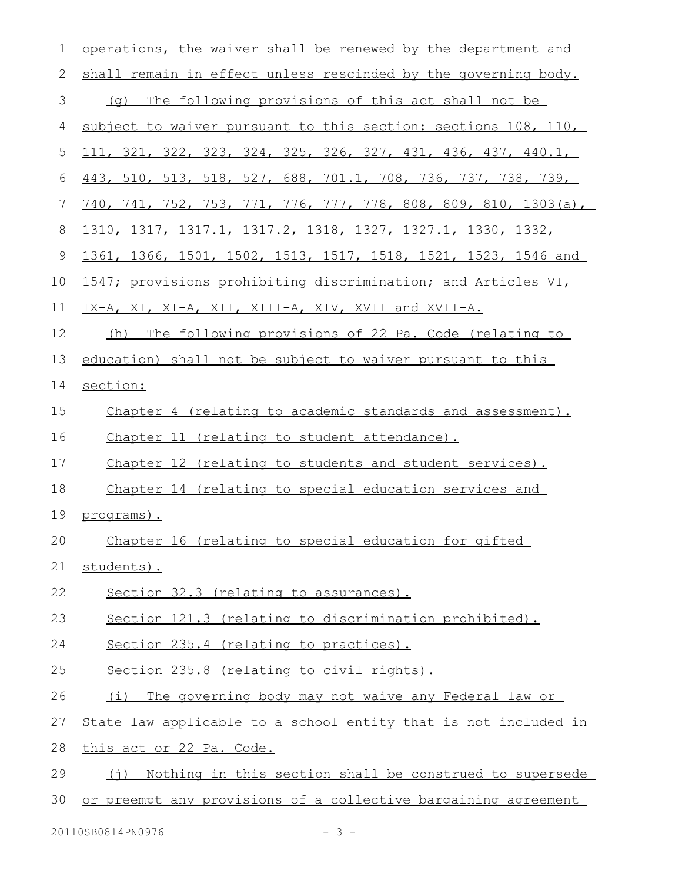operations, the waiver shall be renewed by the department and shall remain in effect unless rescinded by the governing body.

(g) The following provisions of this act shall not be subject to waiver pursuant to this section: sections 108, 110, 111, 321, 322, 323, 324, 325, 326, 327, 431, 436, 437, 440.1, 443, 510, 513, 518, 527, 688, 701.1, 708, 736, 737, 738, 739, 740, 741, 752, 753, 771, 776, 777, 778, 808, 809, 810, 1303(a), 1310, 1317, 1317.1, 1317.2, 1318, 1327, 1327.1, 1330, 1332, 1361, 1366, 1501, 1502, 1513, 1517, 1518, 1521, 1523, 1546 and 1547; provisions prohibiting discrimination; and Articles VI, IX-A, XI, XI-A, XII, XIII-A, XIV, XVII and XVII-A.

(h) The following provisions of 22 Pa. Code (relating to education) shall not be subject to waiver pursuant to this section:

Chapter 4 (relating to academic standards and assessment).

Chapter 11 (relating to student attendance).

Chapter 12 (relating to students and student services).

Chapter 14 (relating to special education services and programs).

Chapter 16 (relating to special education for gifted students).

Section 32.3 (relating to assurances).

Section 121.3 (relating to discrimination prohibited).

Section 235.4 (relating to practices).

Section 235.8 (relating to civil rights).

(i) The governing body may not waive any Federal law or State law applicable to a school entity that is not included in this act or 22 Pa. Code.

(j) Nothing in this section shall be construed to supersede or preempt any provisions of a collective bargaining agreement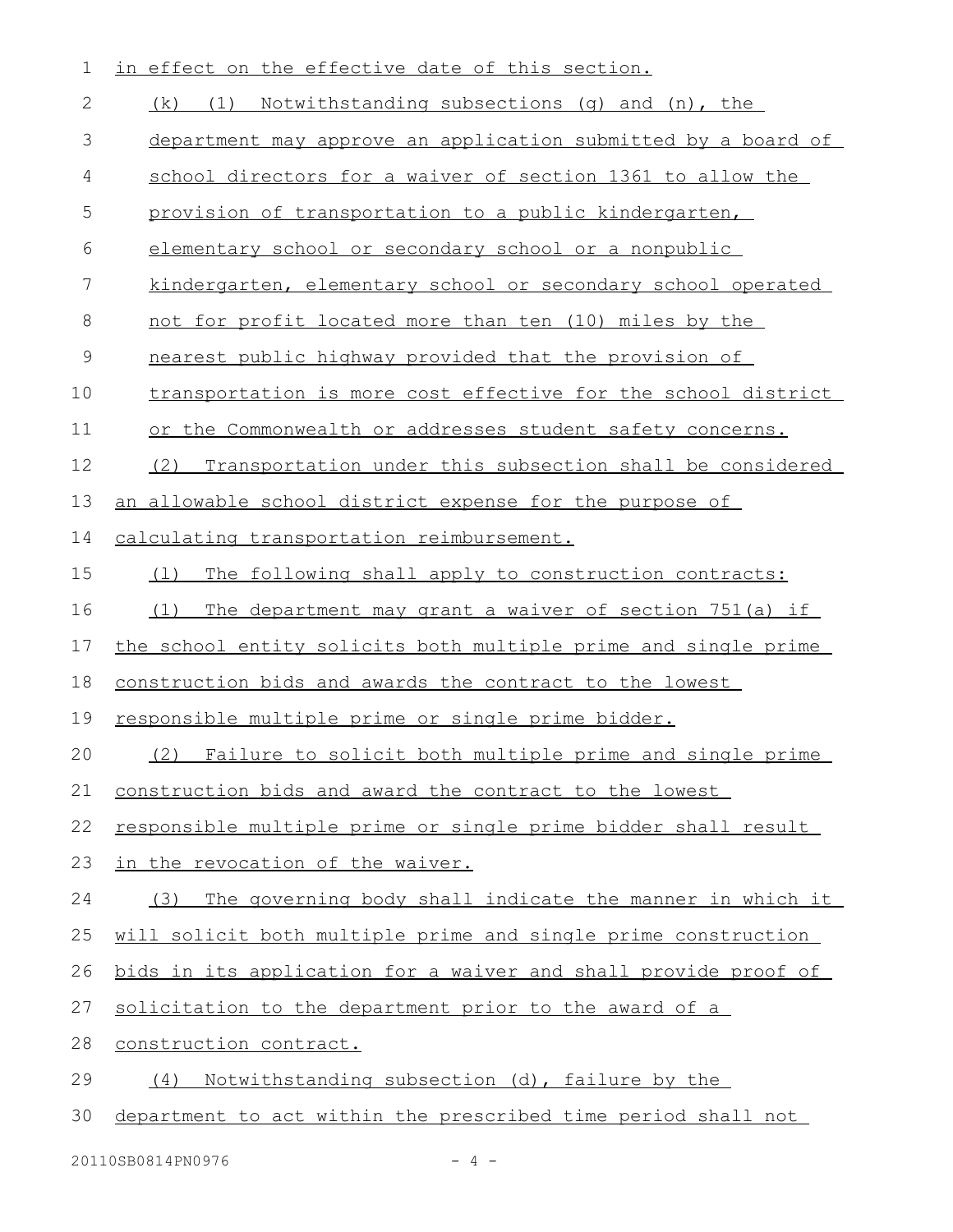in effect on the effective date of this section.

(k) (1) Notwithstanding subsections (g) and (n), the department may approve an application submitted by a board of school directors for a waiver of section 1361 to allow the provision of transportation to a public kindergarten, elementary school or secondary school or a nonpublic kindergarten, elementary school or secondary school operated not for profit located more than ten (10) miles by the nearest public highway provided that the provision of transportation is more cost effective for the school district or the Commonwealth or addresses student safety concerns.

(2) Transportation under this subsection shall be considered an allowable school district expense for the purpose of calculating transportation reimbursement.

(l) The following shall apply to construction contracts:

(1) The department may grant a waiver of section 751(a) if the school entity solicits both multiple prime and single prime construction bids and awards the contract to the lowest responsible multiple prime or single prime bidder.

(2) Failure to solicit both multiple prime and single prime construction bids and award the contract to the lowest responsible multiple prime or single prime bidder shall result in the revocation of the waiver.

(3) The governing body shall indicate the manner in which it will solicit both multiple prime and single prime construction bids in its application for a waiver and shall provide proof of solicitation to the department prior to the award of a construction contract.

(4) Notwithstanding subsection (d), failure by the department to act within the prescribed time period shall not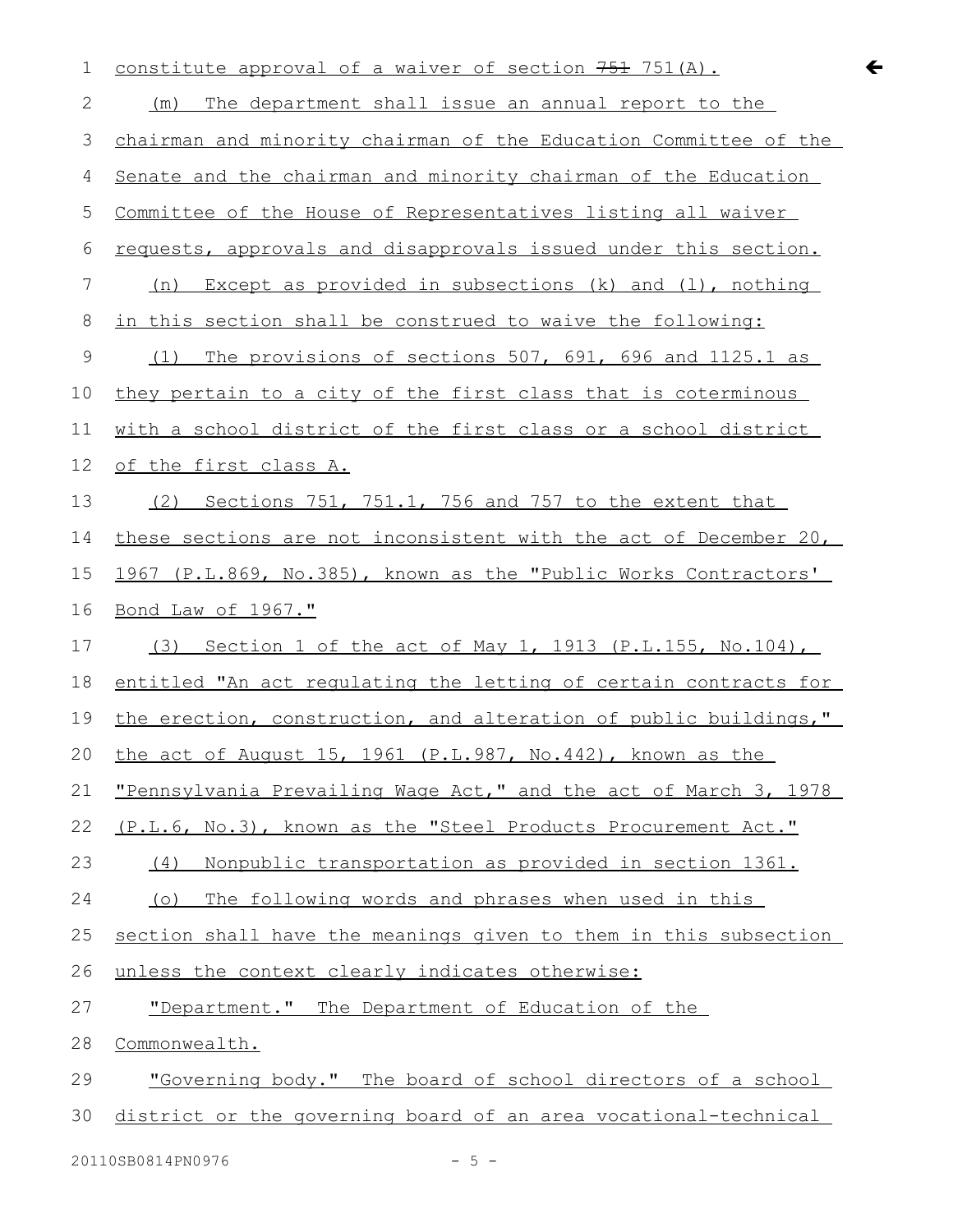constitute approval of a waiver of section ~~751~~ 751(A).

(m) The department shall issue an annual report to the chairman and minority chairman of the Education Committee of the Senate and the chairman and minority chairman of the Education Committee of the House of Representatives listing all waiver requests, approvals and disapprovals issued under this section.

(n) Except as provided in subsections (k) and (l), nothing in this section shall be construed to waive the following:

(1) The provisions of sections 507, 691, 696 and 1125.1 as they pertain to a city of the first class that is coterminous with a school district of the first class or a school district of the first class A.

(2) Sections 751, 751.1, 756 and 757 to the extent that these sections are not inconsistent with the act of December 20, 1967 (P.L.869, No.385), known as the "Public Works Contractors' Bond Law of 1967."

(3) Section 1 of the act of May 1, 1913 (P.L.155, No.104), entitled "An act regulating the letting of certain contracts for the erection, construction, and alteration of public buildings," the act of August 15, 1961 (P.L.987, No.442), known as the "Pennsylvania Prevailing Wage Act," and the act of March 3, 1978 (P.L.6, No.3), known as the "Steel Products Procurement Act."

(4) Nonpublic transportation as provided in section 1361.

(o) The following words and phrases when used in this section shall have the meanings given to them in this subsection unless the context clearly indicates otherwise:

"Department." The Department of Education of the Commonwealth.

"Governing body." The board of school directors of a school district or the governing board of an area vocational-technical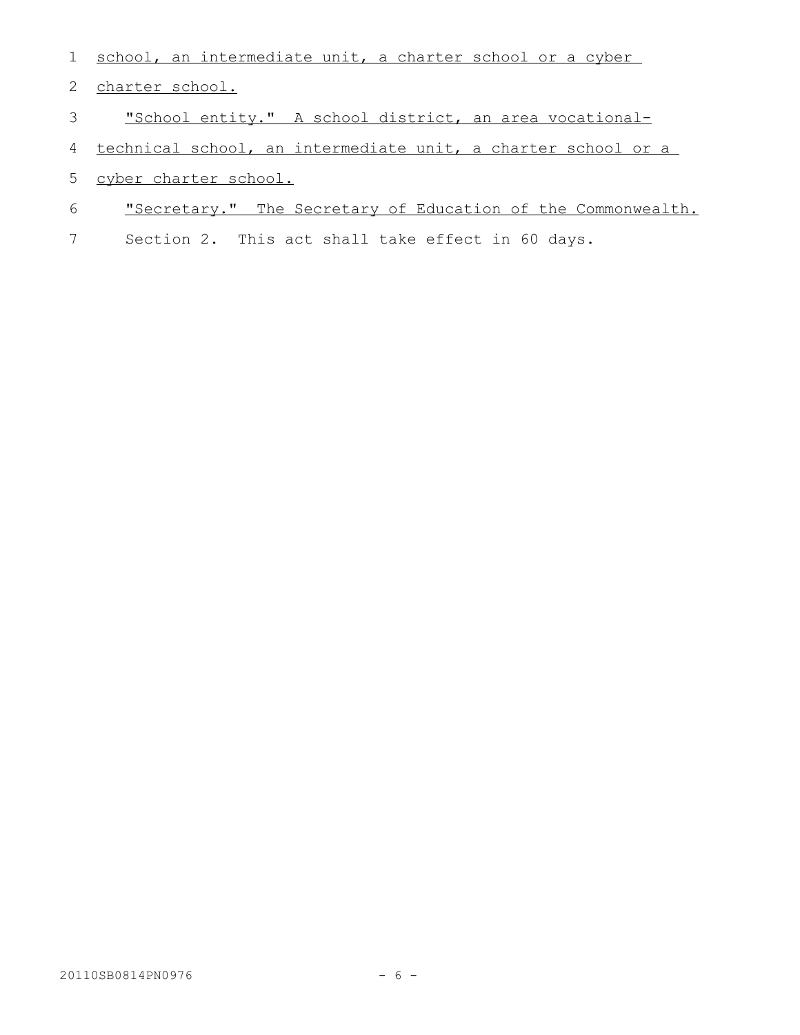school, an intermediate unit, a charter school or a cyber charter school.

"School entity." A school district, an area vocational-technical school, an intermediate unit, a charter school or a cyber charter school.

"Secretary." The Secretary of Education of the Commonwealth.

Section 2. This act shall take effect in 60 days.